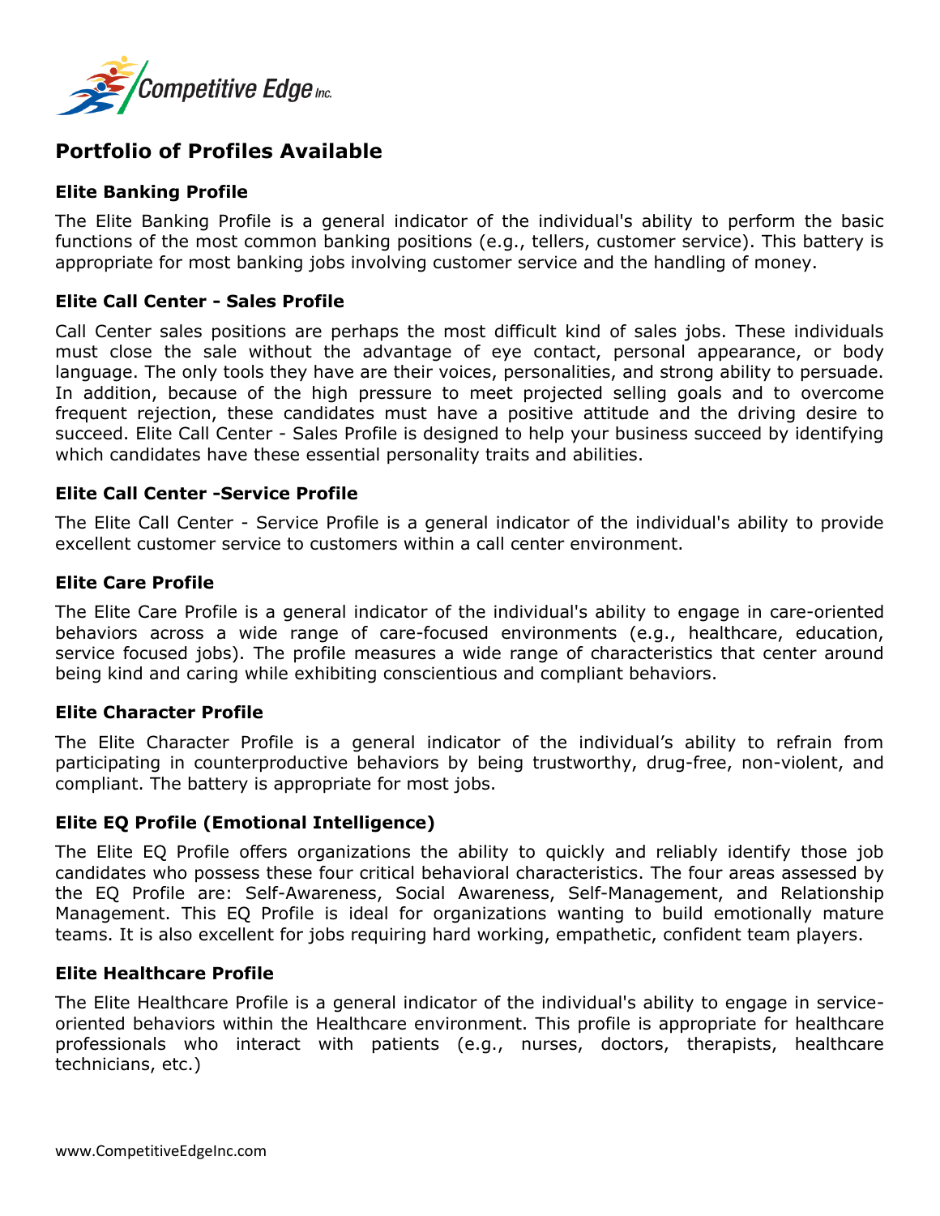# Portfolio of Profiles Available

## Elite Banking Profile

The Elite Banking Profile is a general indicator of the individual's ability to perform the basic functions of the most common banking positions (e.g., tellers, customer service). This battery is appropriate for most banking jobs involving customer service and the handling of money.

## Elite Call Center - Sales Profile

Call Center sales positions are perhaps the most difficult kind of sales jobs. These individuals must close the sale without the advantage of eye contact, personal appearance, or body language. The only tools they have are their voices, personalities, and strong ability to persuade. In addition, because of the high pressure to meet projected selling goals and to overcome frequent rejection, these candidates must have a positive attitude and the driving desire to succeed. Elite Call Center - Sales Profile is designed to help your business succeed by identifying which candidates have these essential personality traits and abilities.

## Elite Call Center -Service Profile

The Elite Call Center - Service Profile is a general indicator of the individual's ability to provide excellent customer service to customers within a call center environment.

## Elite Care Profile

The Elite Care Profile is a general indicator of the individual's ability to engage in care-oriented behaviors across a wide range of care-focused environments (e.g., healthcare, education, service focused jobs). The profile measures a wide range of characteristics that center around being kind and caring while exhibiting conscientious and compliant behaviors.

## Elite Character Profile

The Elite Character Profile is a general indicator of the individual's ability to refrain from participating in counterproductive behaviors by being trustworthy, drug-free, non-violent, and compliant. The battery is appropriate for most jobs.

## Elite EQ Profile (Emotional Intelligence)

The Elite EQ Profile offers organizations the ability to quickly and reliably identify those job candidates who possess these four critical behavioral characteristics. The four areas assessed by the EQ Profile are: Self-Awareness, Social Awareness, Self-Management, and Relationship Management. This EQ Profile is ideal for organizations wanting to build emotionally mature teams. It is also excellent for jobs requiring hard working, empathetic, confident team players.

## Elite Healthcare Profile

The Elite Healthcare Profile is a general indicator of the individual's ability to engage in service-oriented behaviors within the Healthcare environment. This profile is appropriate for healthcare professionals who interact with patients (e.g., nurses, doctors, therapists, healthcare technicians, etc.)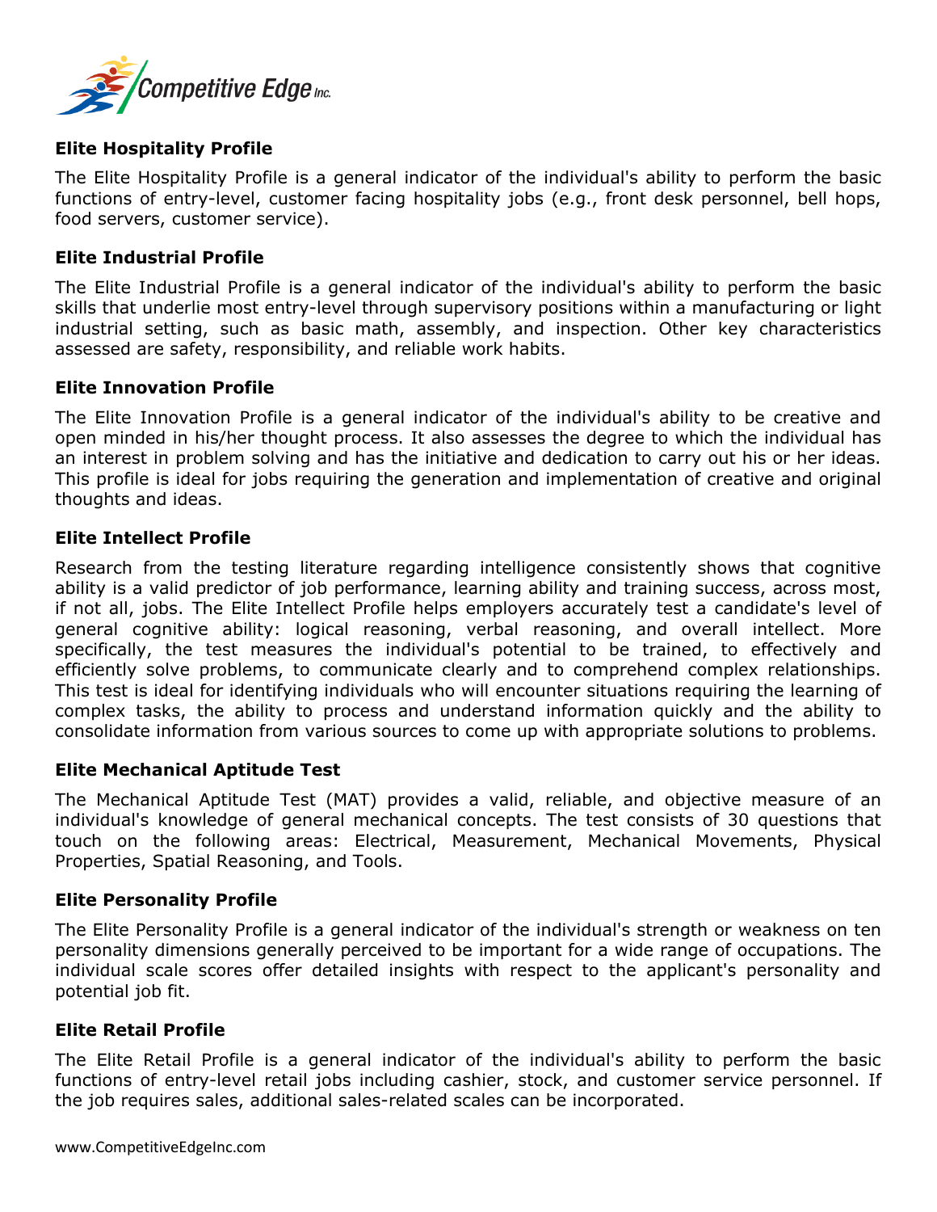### Elite Hospitality Profile

The Elite Hospitality Profile is a general indicator of the individual's ability to perform the basic functions of entry-level, customer facing hospitality jobs (e.g., front desk personnel, bell hops, food servers, customer service).

### Elite Industrial Profile

The Elite Industrial Profile is a general indicator of the individual's ability to perform the basic skills that underlie most entry-level through supervisory positions within a manufacturing or light industrial setting, such as basic math, assembly, and inspection. Other key characteristics assessed are safety, responsibility, and reliable work habits.

### Elite Innovation Profile

The Elite Innovation Profile is a general indicator of the individual's ability to be creative and open minded in his/her thought process. It also assesses the degree to which the individual has an interest in problem solving and has the initiative and dedication to carry out his or her ideas. This profile is ideal for jobs requiring the generation and implementation of creative and original thoughts and ideas.

### Elite Intellect Profile

Research from the testing literature regarding intelligence consistently shows that cognitive ability is a valid predictor of job performance, learning ability and training success, across most, if not all, jobs. The Elite Intellect Profile helps employers accurately test a candidate's level of general cognitive ability: logical reasoning, verbal reasoning, and overall intellect. More specifically, the test measures the individual's potential to be trained, to effectively and efficiently solve problems, to communicate clearly and to comprehend complex relationships. This test is ideal for identifying individuals who will encounter situations requiring the learning of complex tasks, the ability to process and understand information quickly and the ability to consolidate information from various sources to come up with appropriate solutions to problems.

### Elite Mechanical Aptitude Test

The Mechanical Aptitude Test (MAT) provides a valid, reliable, and objective measure of an individual's knowledge of general mechanical concepts. The test consists of 30 questions that touch on the following areas: Electrical, Measurement, Mechanical Movements, Physical Properties, Spatial Reasoning, and Tools.

### Elite Personality Profile

The Elite Personality Profile is a general indicator of the individual's strength or weakness on ten personality dimensions generally perceived to be important for a wide range of occupations. The individual scale scores offer detailed insights with respect to the applicant's personality and potential job fit.

### Elite Retail Profile

The Elite Retail Profile is a general indicator of the individual's ability to perform the basic functions of entry-level retail jobs including cashier, stock, and customer service personnel. If the job requires sales, additional sales-related scales can be incorporated.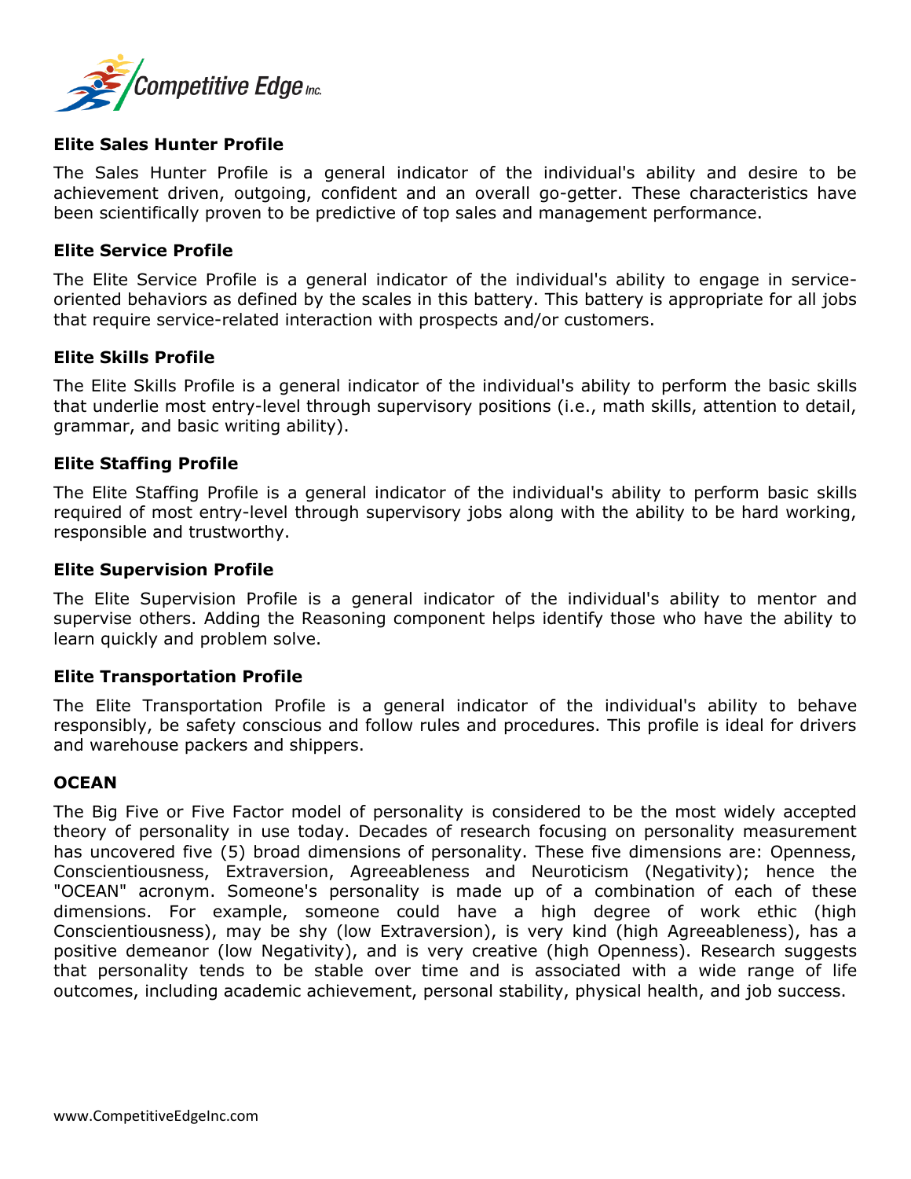**Elite Sales Hunter Profile**

The Sales Hunter Profile is a general indicator of the individual's ability and desire to be achievement driven, outgoing, confident and an overall go-getter. These characteristics have been scientifically proven to be predictive of top sales and management performance.

**Elite Service Profile**

The Elite Service Profile is a general indicator of the individual's ability to engage in service-oriented behaviors as defined by the scales in this battery. This battery is appropriate for all jobs that require service-related interaction with prospects and/or customers.

**Elite Skills Profile**

The Elite Skills Profile is a general indicator of the individual's ability to perform the basic skills that underlie most entry-level through supervisory positions (i.e., math skills, attention to detail, grammar, and basic writing ability).

**Elite Staffing Profile**

The Elite Staffing Profile is a general indicator of the individual's ability to perform basic skills required of most entry-level through supervisory jobs along with the ability to be hard working, responsible and trustworthy.

**Elite Supervision Profile**

The Elite Supervision Profile is a general indicator of the individual's ability to mentor and supervise others. Adding the Reasoning component helps identify those who have the ability to learn quickly and problem solve.

**Elite Transportation Profile**

The Elite Transportation Profile is a general indicator of the individual's ability to behave responsibly, be safety conscious and follow rules and procedures. This profile is ideal for drivers and warehouse packers and shippers.

**OCEAN**

The Big Five or Five Factor model of personality is considered to be the most widely accepted theory of personality in use today. Decades of research focusing on personality measurement has uncovered five (5) broad dimensions of personality. These five dimensions are: Openness, Conscientiousness, Extraversion, Agreeableness and Neuroticism (Negativity); hence the "OCEAN" acronym. Someone's personality is made up of a combination of each of these dimensions. For example, someone could have a high degree of work ethic (high Conscientiousness), may be shy (low Extraversion), is very kind (high Agreeableness), has a positive demeanor (low Negativity), and is very creative (high Openness). Research suggests that personality tends to be stable over time and is associated with a wide range of life outcomes, including academic achievement, personal stability, physical health, and job success.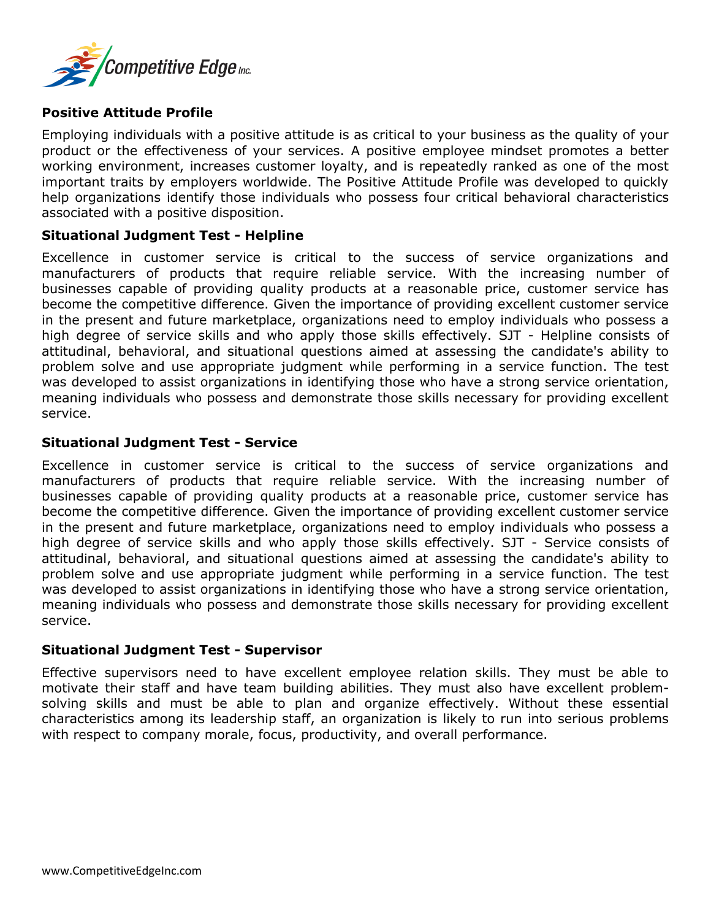## Positive Attitude Profile

Employing individuals with a positive attitude is as critical to your business as the quality of your product or the effectiveness of your services. A positive employee mindset promotes a better working environment, increases customer loyalty, and is repeatedly ranked as one of the most important traits by employers worldwide. The Positive Attitude Profile was developed to quickly help organizations identify those individuals who possess four critical behavioral characteristics associated with a positive disposition.

## Situational Judgment Test - Helpline

Excellence in customer service is critical to the success of service organizations and manufacturers of products that require reliable service. With the increasing number of businesses capable of providing quality products at a reasonable price, customer service has become the competitive difference. Given the importance of providing excellent customer service in the present and future marketplace, organizations need to employ individuals who possess a high degree of service skills and who apply those skills effectively. SJT - Helpline consists of attitudinal, behavioral, and situational questions aimed at assessing the candidate's ability to problem solve and use appropriate judgment while performing in a service function. The test was developed to assist organizations in identifying those who have a strong service orientation, meaning individuals who possess and demonstrate those skills necessary for providing excellent service.

## Situational Judgment Test - Service

Excellence in customer service is critical to the success of service organizations and manufacturers of products that require reliable service. With the increasing number of businesses capable of providing quality products at a reasonable price, customer service has become the competitive difference. Given the importance of providing excellent customer service in the present and future marketplace, organizations need to employ individuals who possess a high degree of service skills and who apply those skills effectively. SJT - Service consists of attitudinal, behavioral, and situational questions aimed at assessing the candidate's ability to problem solve and use appropriate judgment while performing in a service function. The test was developed to assist organizations in identifying those who have a strong service orientation, meaning individuals who possess and demonstrate those skills necessary for providing excellent service.

## Situational Judgment Test - Supervisor

Effective supervisors need to have excellent employee relation skills. They must be able to motivate their staff and have team building abilities. They must also have excellent problem-solving skills and must be able to plan and organize effectively. Without these essential characteristics among its leadership staff, an organization is likely to run into serious problems with respect to company morale, focus, productivity, and overall performance.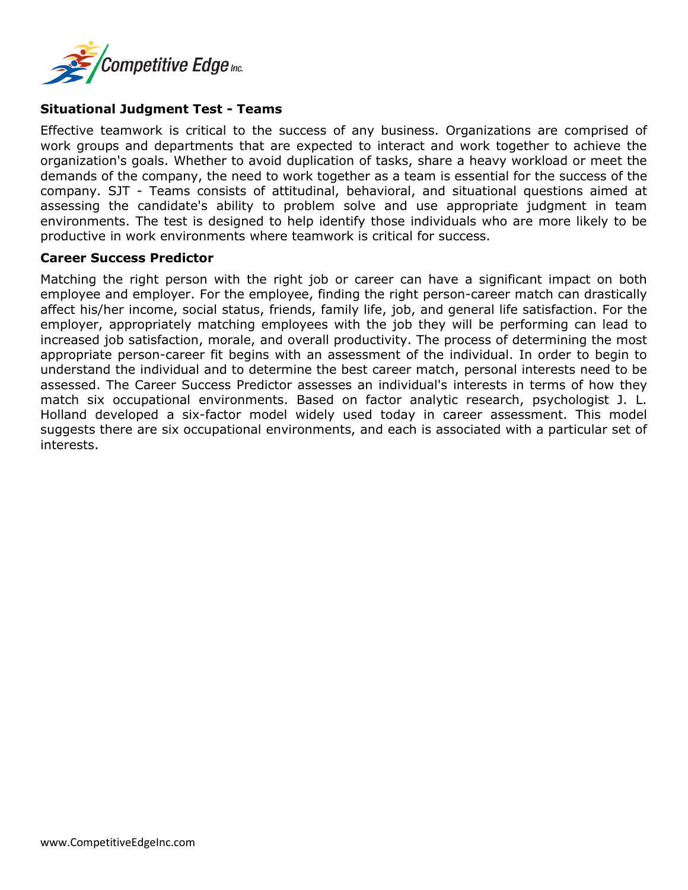### Situational Judgment Test - Teams

Effective teamwork is critical to the success of any business. Organizations are comprised of work groups and departments that are expected to interact and work together to achieve the organization's goals. Whether to avoid duplication of tasks, share a heavy workload or meet the demands of the company, the need to work together as a team is essential for the success of the company. SJT - Teams consists of attitudinal, behavioral, and situational questions aimed at assessing the candidate's ability to problem solve and use appropriate judgment in team environments. The test is designed to help identify those individuals who are more likely to be productive in work environments where teamwork is critical for success.

### Career Success Predictor

Matching the right person with the right job or career can have a significant impact on both employee and employer. For the employee, finding the right person-career match can drastically affect his/her income, social status, friends, family life, job, and general life satisfaction. For the employer, appropriately matching employees with the job they will be performing can lead to increased job satisfaction, morale, and overall productivity. The process of determining the most appropriate person-career fit begins with an assessment of the individual. In order to begin to understand the individual and to determine the best career match, personal interests need to be assessed. The Career Success Predictor assesses an individual's interests in terms of how they match six occupational environments. Based on factor analytic research, psychologist J. L. Holland developed a six-factor model widely used today in career assessment. This model suggests there are six occupational environments, and each is associated with a particular set of interests.